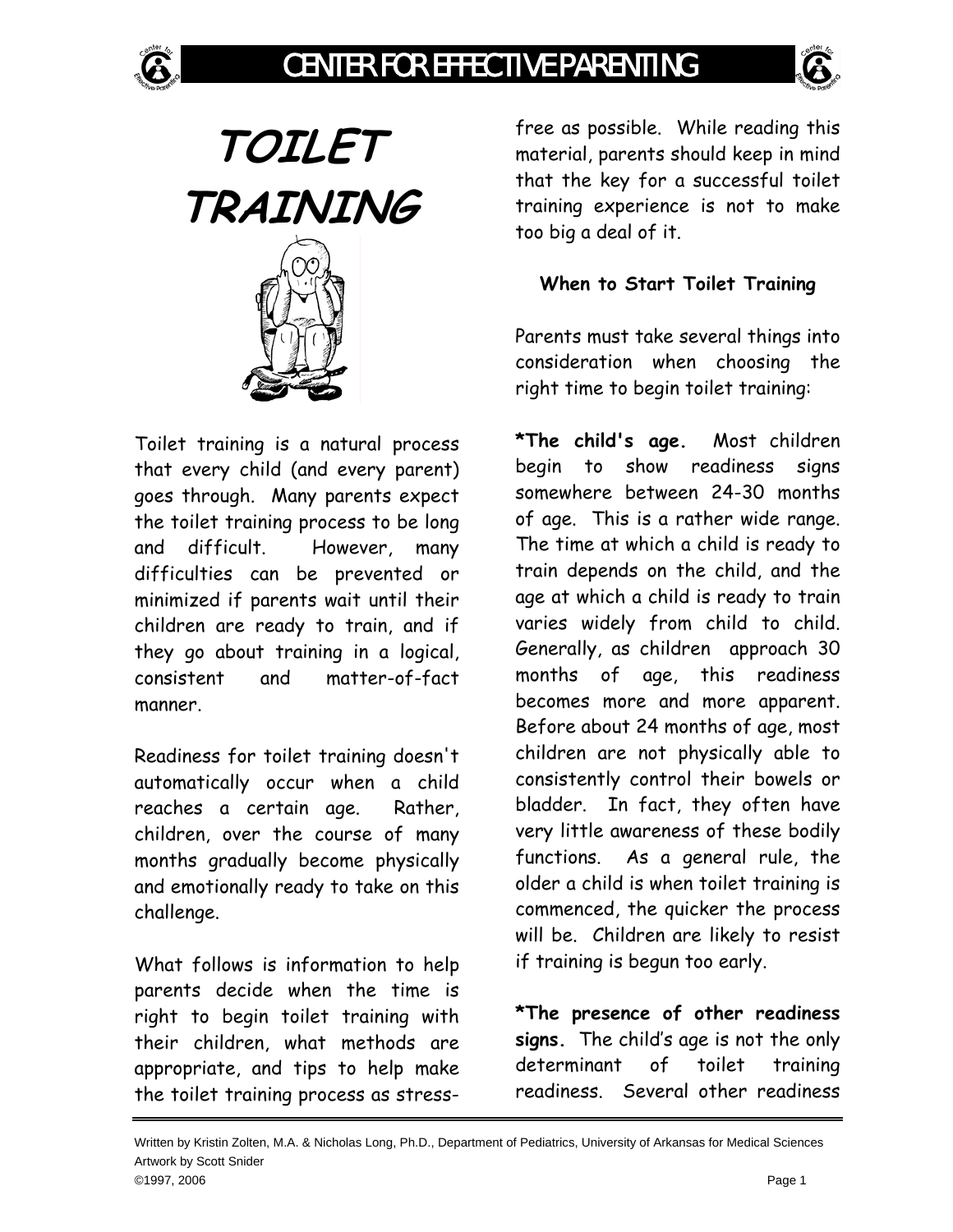# TOILET TRAINING

Toilet training is a natural process that every child (and every parent) goes through. Many parents expect the toilet training process to be long and difficult. However, many difficulties can be prevented or minimized if parents wait until their children are ready to train, and if they go about training in a logical, consistent and matter-of-fact manner.

Readiness for toilet training doesn't automatically occur when a child reaches a certain age. Rather, children, over the course of many months gradually become physically and emotionally ready to take on this challenge.

What follows is information to help parents decide when the time is right to begin toilet training with their children, what methods are appropriate, and tips to help make the toilet training process as stress-free as possible. While reading this material, parents should keep in mind that the key for a successful toilet training experience is not to make too big a deal of it.

### When to Start Toilet Training

Parents must take several things into consideration when choosing the right time to begin toilet training:

**\*The child's age.** Most children begin to show readiness signs somewhere between 24-30 months of age. This is a rather wide range. The time at which a child is ready to train depends on the child, and the age at which a child is ready to train varies widely from child to child. Generally, as children approach 30 months of age, this readiness becomes more and more apparent. Before about 24 months of age, most children are not physically able to consistently control their bowels or bladder. In fact, they often have very little awareness of these bodily functions. As a general rule, the older a child is when toilet training is commenced, the quicker the process will be. Children are likely to resist if training is begun too early.

**\*The presence of other readiness signs.** The child's age is not the only determinant of toilet training readiness. Several other readiness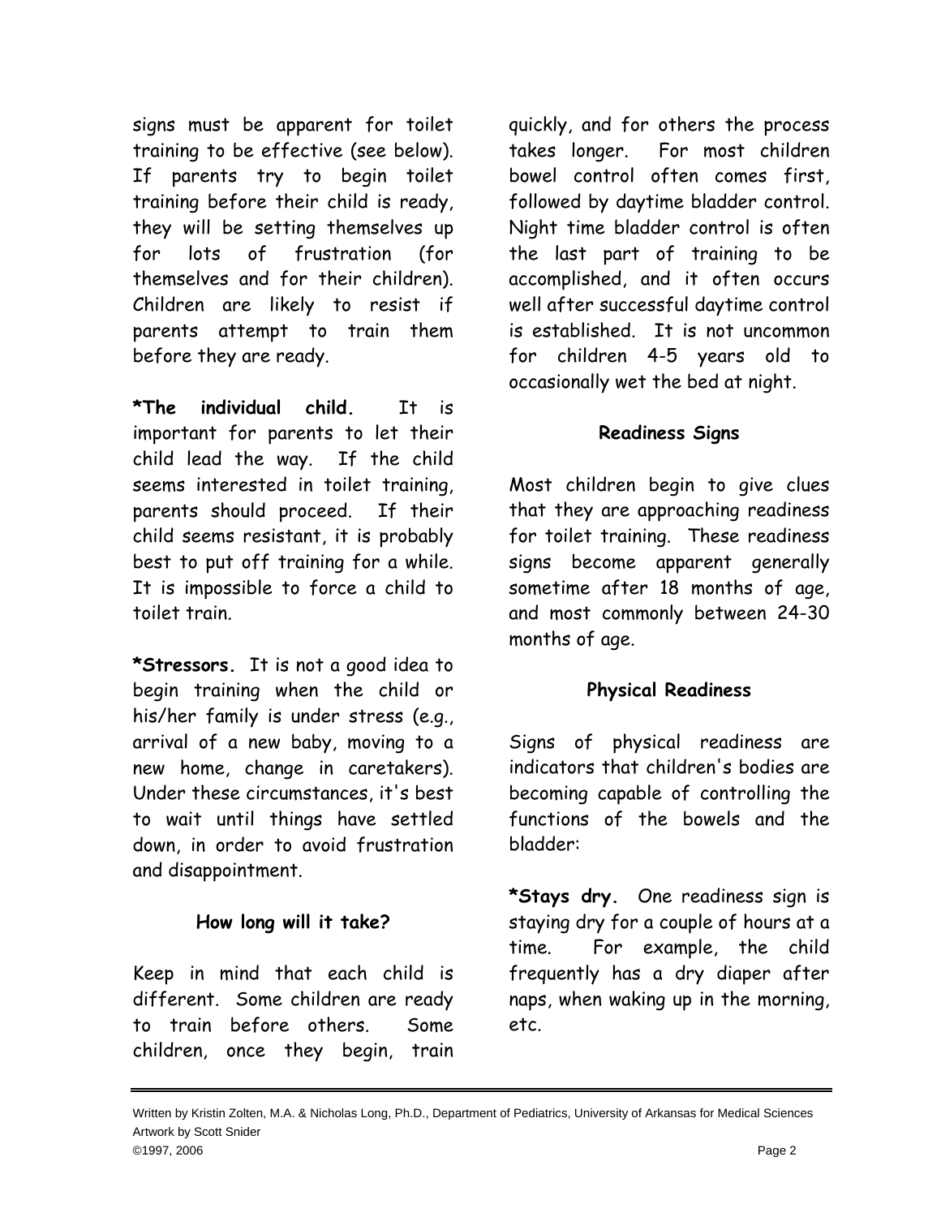signs must be apparent for toilet training to be effective (see below). If parents try to begin toilet training before their child is ready, they will be setting themselves up for lots of frustration (for themselves and for their children). Children are likely to resist if parents attempt to train them before they are ready.

**\*The individual child.** It is important for parents to let their child lead the way. If the child seems interested in toilet training, parents should proceed. If their child seems resistant, it is probably best to put off training for a while. It is impossible to force a child to toilet train.

**\*Stressors.** It is not a good idea to begin training when the child or his/her family is under stress (e.g., arrival of a new baby, moving to a new home, change in caretakers). Under these circumstances, it's best to wait until things have settled down, in order to avoid frustration and disappointment.

### How long will it take?

Keep in mind that each child is different. Some children are ready to train before others. Some children, once they begin, train quickly, and for others the process takes longer. For most children bowel control often comes first, followed by daytime bladder control. Night time bladder control is often the last part of training to be accomplished, and it often occurs well after successful daytime control is established. It is not uncommon for children 4-5 years old to occasionally wet the bed at night.

### Readiness Signs

Most children begin to give clues that they are approaching readiness for toilet training. These readiness signs become apparent generally sometime after 18 months of age, and most commonly between 24-30 months of age.

### Physical Readiness

Signs of physical readiness are indicators that children's bodies are becoming capable of controlling the functions of the bowels and the bladder:

**\*Stays dry.** One readiness sign is staying dry for a couple of hours at a time. For example, the child frequently has a dry diaper after naps, when waking up in the morning, etc.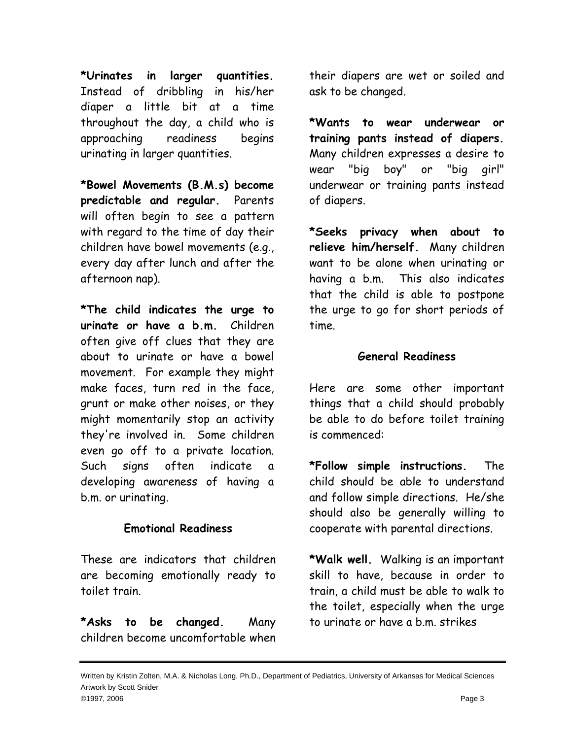**\*Urinates in larger quantities.** Instead of dribbling in his/her diaper a little bit at a time throughout the day, a child who is approaching readiness begins urinating in larger quantities.

**\*Bowel Movements (B.M.s) become predictable and regular.** Parents will often begin to see a pattern with regard to the time of day their children have bowel movements (e.g., every day after lunch and after the afternoon nap).

**\*The child indicates the urge to urinate or have a b.m.** Children often give off clues that they are about to urinate or have a bowel movement. For example they might make faces, turn red in the face, grunt or make other noises, or they might momentarily stop an activity they're involved in. Some children even go off to a private location. Such signs often indicate a developing awareness of having a b.m. or urinating.

### Emotional Readiness

These are indicators that children are becoming emotionally ready to toilet train.

**\*Asks to be changed.** Many children become uncomfortable when their diapers are wet or soiled and ask to be changed.

**\*Wants to wear underwear or training pants instead of diapers.** Many children expresses a desire to wear "big boy" or "big girl" underwear or training pants instead of diapers.

**\*Seeks privacy when about to relieve him/herself.** Many children want to be alone when urinating or having a b.m. This also indicates that the child is able to postpone the urge to go for short periods of time.

### General Readiness

Here are some other important things that a child should probably be able to do before toilet training is commenced:

**\*Follow simple instructions.** The child should be able to understand and follow simple directions. He/she should also be generally willing to cooperate with parental directions.

**\*Walk well.** Walking is an important skill to have, because in order to train, a child must be able to walk to the toilet, especially when the urge to urinate or have a b.m. strikes

Written by Kristin Zolten, M.A. & Nicholas Long, Ph.D., Department of Pediatrics, University of Arkansas for Medical Sciences
Artwork by Scott Snider
©1997, 2006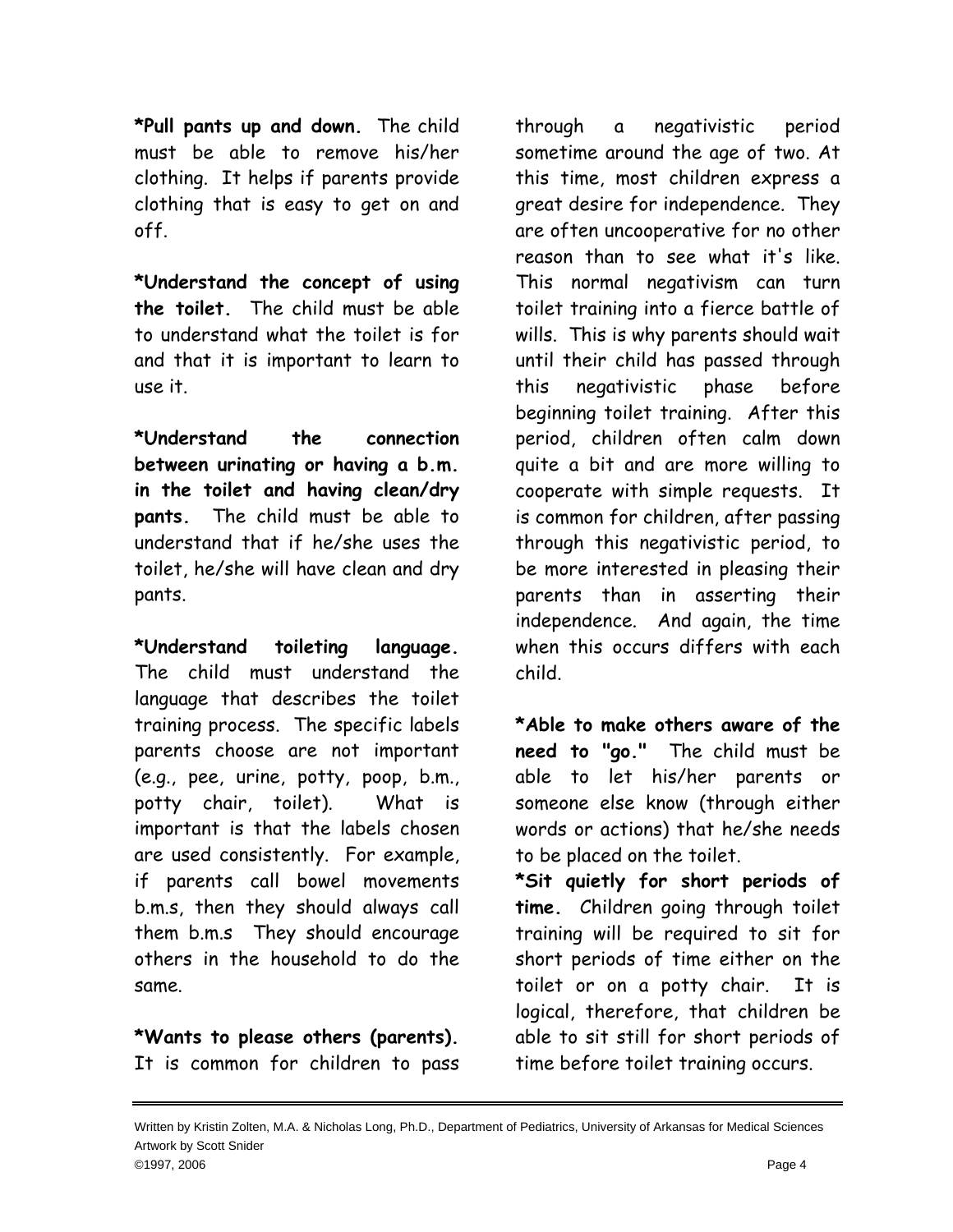**\*Pull pants up and down.** The child must be able to remove his/her clothing. It helps if parents provide clothing that is easy to get on and off.

**\*Understand the concept of using the toilet.** The child must be able to understand what the toilet is for and that it is important to learn to use it.

**\*Understand the connection between urinating or having a b.m. in the toilet and having clean/dry pants.** The child must be able to understand that if he/she uses the toilet, he/she will have clean and dry pants.

**\*Understand toileting language.** The child must understand the language that describes the toilet training process. The specific labels parents choose are not important (e.g., pee, urine, potty, poop, b.m., potty chair, toilet). What is important is that the labels chosen are used consistently. For example, if parents call bowel movements b.m.s, then they should always call them b.m.s They should encourage others in the household to do the same.

**\*Wants to please others (parents).** It is common for children to pass through a negativistic period sometime around the age of two. At this time, most children express a great desire for independence. They are often uncooperative for no other reason than to see what it's like. This normal negativism can turn toilet training into a fierce battle of wills. This is why parents should wait until their child has passed through this negativistic phase before beginning toilet training. After this period, children often calm down quite a bit and are more willing to cooperate with simple requests. It is common for children, after passing through this negativistic period, to be more interested in pleasing their parents than in asserting their independence. And again, the time when this occurs differs with each child.

**\*Able to make others aware of the need to "go."** The child must be able to let his/her parents or someone else know (through either words or actions) that he/she needs to be placed on the toilet.

**\*Sit quietly for short periods of time.** Children going through toilet training will be required to sit for short periods of time either on the toilet or on a potty chair. It is logical, therefore, that children be able to sit still for short periods of time before toilet training occurs.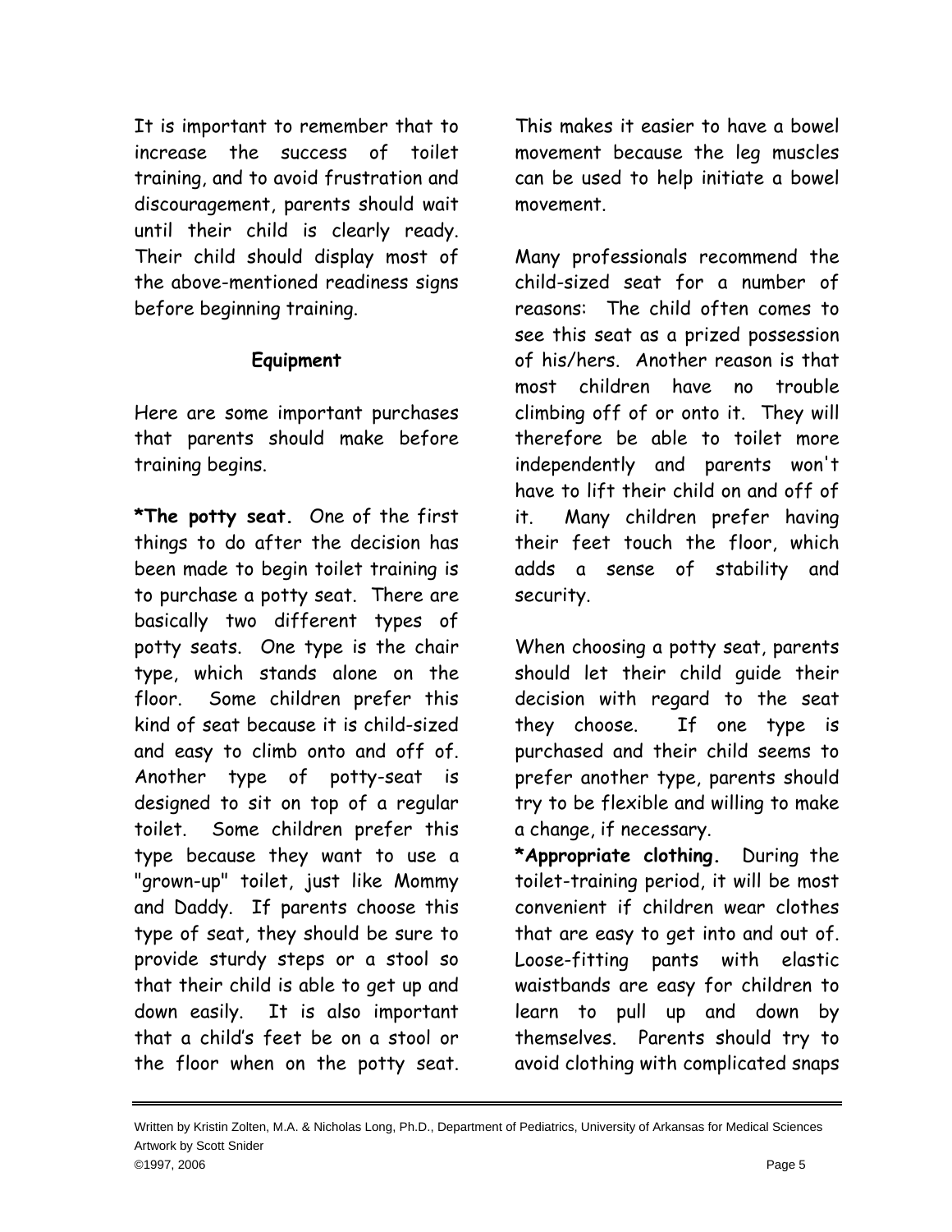It is important to remember that to increase the success of toilet training, and to avoid frustration and discouragement, parents should wait until their child is clearly ready. Their child should display most of the above-mentioned readiness signs before beginning training.

## Equipment

Here are some important purchases that parents should make before training begins.

**\*The potty seat.** One of the first things to do after the decision has been made to begin toilet training is to purchase a potty seat. There are basically two different types of potty seats. One type is the chair type, which stands alone on the floor. Some children prefer this kind of seat because it is child-sized and easy to climb onto and off of. Another type of potty-seat is designed to sit on top of a regular toilet. Some children prefer this type because they want to use a "grown-up" toilet, just like Mommy and Daddy. If parents choose this type of seat, they should be sure to provide sturdy steps or a stool so that their child is able to get up and down easily. It is also important that a child's feet be on a stool or the floor when on the potty seat. This makes it easier to have a bowel movement because the leg muscles can be used to help initiate a bowel movement.

Many professionals recommend the child-sized seat for a number of reasons: The child often comes to see this seat as a prized possession of his/hers. Another reason is that most children have no trouble climbing off of or onto it. They will therefore be able to toilet more independently and parents won't have to lift their child on and off of it. Many children prefer having their feet touch the floor, which adds a sense of stability and security.

When choosing a potty seat, parents should let their child guide their decision with regard to the seat they choose. If one type is purchased and their child seems to prefer another type, parents should try to be flexible and willing to make a change, if necessary.

**\*Appropriate clothing.** During the toilet-training period, it will be most convenient if children wear clothes that are easy to get into and out of. Loose-fitting pants with elastic waistbands are easy for children to learn to pull up and down by themselves. Parents should try to avoid clothing with complicated snaps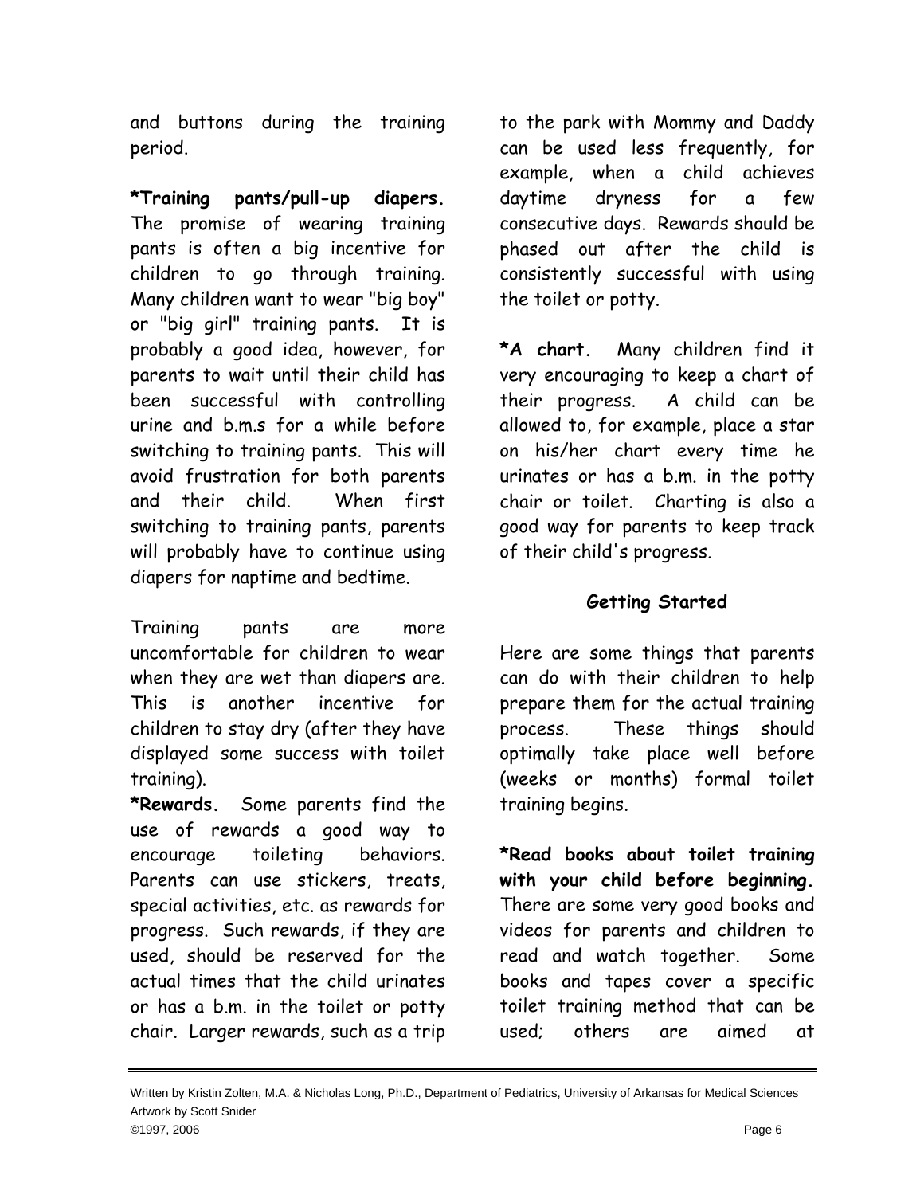and buttons during the training period.

**\*Training pants/pull-up diapers.** The promise of wearing training pants is often a big incentive for children to go through training. Many children want to wear "big boy" or "big girl" training pants. It is probably a good idea, however, for parents to wait until their child has been successful with controlling urine and b.m.s for a while before switching to training pants. This will avoid frustration for both parents and their child. When first switching to training pants, parents will probably have to continue using diapers for naptime and bedtime.

Training pants are more uncomfortable for children to wear when they are wet than diapers are. This is another incentive for children to stay dry (after they have displayed some success with toilet training).

**\*Rewards.** Some parents find the use of rewards a good way to encourage toileting behaviors. Parents can use stickers, treats, special activities, etc. as rewards for progress. Such rewards, if they are used, should be reserved for the actual times that the child urinates or has a b.m. in the toilet or potty chair. Larger rewards, such as a trip to the park with Mommy and Daddy can be used less frequently, for example, when a child achieves daytime dryness for a few consecutive days. Rewards should be phased out after the child is consistently successful with using the toilet or potty.

**\*A chart.** Many children find it very encouraging to keep a chart of their progress. A child can be allowed to, for example, place a star on his/her chart every time he urinates or has a b.m. in the potty chair or toilet. Charting is also a good way for parents to keep track of their child's progress.

### Getting Started

Here are some things that parents can do with their children to help prepare them for the actual training process. These things should optimally take place well before (weeks or months) formal toilet training begins.

**\*Read books about toilet training with your child before beginning.** There are some very good books and videos for parents and children to read and watch together. Some books and tapes cover a specific toilet training method that can be used; others are aimed at

Written by Kristin Zolten, M.A. & Nicholas Long, Ph.D., Department of Pediatrics, University of Arkansas for Medical Sciences
Artwork by Scott Snider
©1997, 2006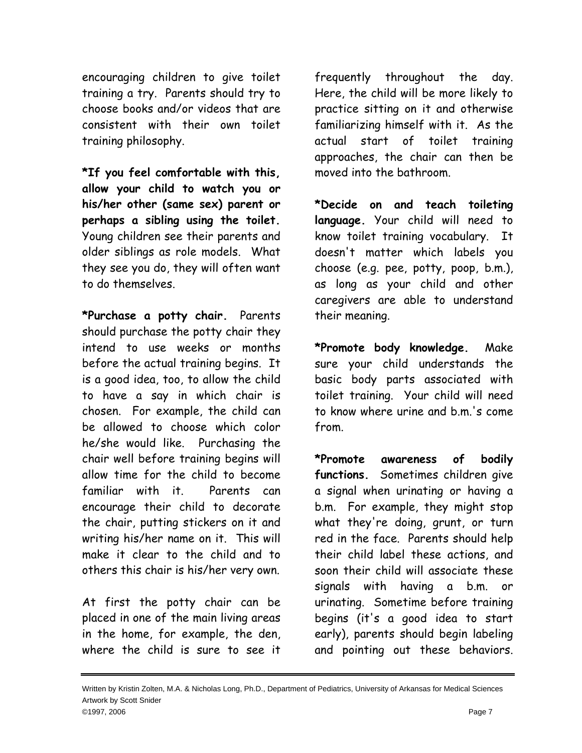encouraging children to give toilet training a try. Parents should try to choose books and/or videos that are consistent with their own toilet training philosophy.

**\*If you feel comfortable with this, allow your child to watch you or his/her other (same sex) parent or perhaps a sibling using the toilet.** Young children see their parents and older siblings as role models. What they see you do, they will often want to do themselves.

**\*Purchase a potty chair.** Parents should purchase the potty chair they intend to use weeks or months before the actual training begins. It is a good idea, too, to allow the child to have a say in which chair is chosen. For example, the child can be allowed to choose which color he/she would like. Purchasing the chair well before training begins will allow time for the child to become familiar with it. Parents can encourage their child to decorate the chair, putting stickers on it and writing his/her name on it. This will make it clear to the child and to others this chair is his/her very own.

At first the potty chair can be placed in one of the main living areas in the home, for example, the den, where the child is sure to see it frequently throughout the day. Here, the child will be more likely to practice sitting on it and otherwise familiarizing himself with it. As the actual start of toilet training approaches, the chair can then be moved into the bathroom.

**\*Decide on and teach toileting language.** Your child will need to know toilet training vocabulary. It doesn't matter which labels you choose (e.g. pee, potty, poop, b.m.), as long as your child and other caregivers are able to understand their meaning.

**\*Promote body knowledge.** Make sure your child understands the basic body parts associated with toilet training. Your child will need to know where urine and b.m.'s come from.

**\*Promote awareness of bodily functions.** Sometimes children give a signal when urinating or having a b.m. For example, they might stop what they're doing, grunt, or turn red in the face. Parents should help their child label these actions, and soon their child will associate these signals with having a b.m. or urinating. Sometime before training begins (it's a good idea to start early), parents should begin labeling and pointing out these behaviors.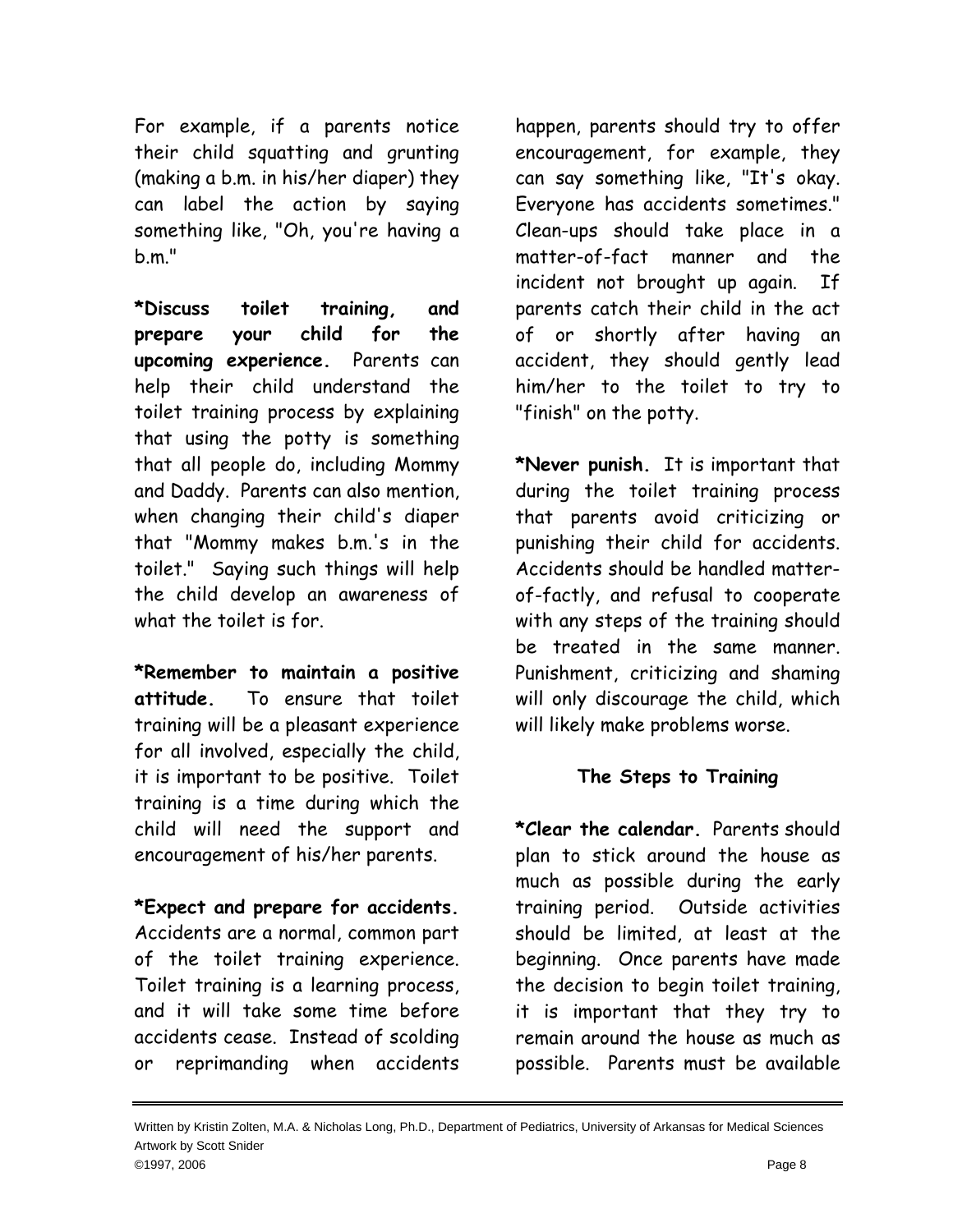For example, if a parents notice their child squatting and grunting (making a b.m. in his/her diaper) they can label the action by saying something like, "Oh, you're having a b.m."

**\*Discuss toilet training, and prepare your child for the upcoming experience.** Parents can help their child understand the toilet training process by explaining that using the potty is something that all people do, including Mommy and Daddy. Parents can also mention, when changing their child's diaper that "Mommy makes b.m.'s in the toilet." Saying such things will help the child develop an awareness of what the toilet is for.

**\*Remember to maintain a positive attitude.** To ensure that toilet training will be a pleasant experience for all involved, especially the child, it is important to be positive. Toilet training is a time during which the child will need the support and encouragement of his/her parents.

**\*Expect and prepare for accidents.** Accidents are a normal, common part of the toilet training experience. Toilet training is a learning process, and it will take some time before accidents cease. Instead of scolding or reprimanding when accidents happen, parents should try to offer encouragement, for example, they can say something like, "It's okay. Everyone has accidents sometimes." Clean-ups should take place in a matter-of-fact manner and the incident not brought up again. If parents catch their child in the act of or shortly after having an accident, they should gently lead him/her to the toilet to try to "finish" on the potty.

**\*Never punish.** It is important that during the toilet training process that parents avoid criticizing or punishing their child for accidents. Accidents should be handled matter-of-factly, and refusal to cooperate with any steps of the training should be treated in the same manner. Punishment, criticizing and shaming will only discourage the child, which will likely make problems worse.

### The Steps to Training

**\*Clear the calendar.** Parents should plan to stick around the house as much as possible during the early training period. Outside activities should be limited, at least at the beginning. Once parents have made the decision to begin toilet training, it is important that they try to remain around the house as much as possible. Parents must be available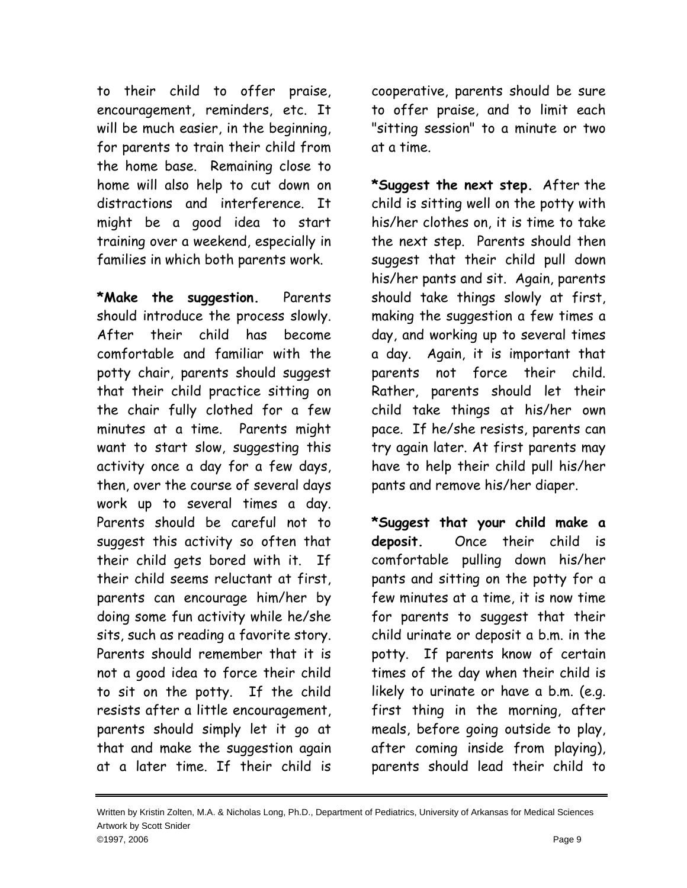to their child to offer praise, encouragement, reminders, etc. It will be much easier, in the beginning, for parents to train their child from the home base. Remaining close to home will also help to cut down on distractions and interference. It might be a good idea to start training over a weekend, especially in families in which both parents work.

**\*Make the suggestion.** Parents should introduce the process slowly. After their child has become comfortable and familiar with the potty chair, parents should suggest that their child practice sitting on the chair fully clothed for a few minutes at a time. Parents might want to start slow, suggesting this activity once a day for a few days, then, over the course of several days work up to several times a day. Parents should be careful not to suggest this activity so often that their child gets bored with it. If their child seems reluctant at first, parents can encourage him/her by doing some fun activity while he/she sits, such as reading a favorite story. Parents should remember that it is not a good idea to force their child to sit on the potty. If the child resists after a little encouragement, parents should simply let it go at that and make the suggestion again at a later time. If their child is cooperative, parents should be sure to offer praise, and to limit each "sitting session" to a minute or two at a time.

**\*Suggest the next step.** After the child is sitting well on the potty with his/her clothes on, it is time to take the next step. Parents should then suggest that their child pull down his/her pants and sit. Again, parents should take things slowly at first, making the suggestion a few times a day, and working up to several times a day. Again, it is important that parents not force their child. Rather, parents should let their child take things at his/her own pace. If he/she resists, parents can try again later. At first parents may have to help their child pull his/her pants and remove his/her diaper.

**\*Suggest that your child make a deposit.** Once their child is comfortable pulling down his/her pants and sitting on the potty for a few minutes at a time, it is now time for parents to suggest that their child urinate or deposit a b.m. in the potty. If parents know of certain times of the day when their child is likely to urinate or have a b.m. (e.g. first thing in the morning, after meals, before going outside to play, after coming inside from playing), parents should lead their child to

Written by Kristin Zolten, M.A. & Nicholas Long, Ph.D., Department of Pediatrics, University of Arkansas for Medical Sciences
Artwork by Scott Snider
©1997, 2006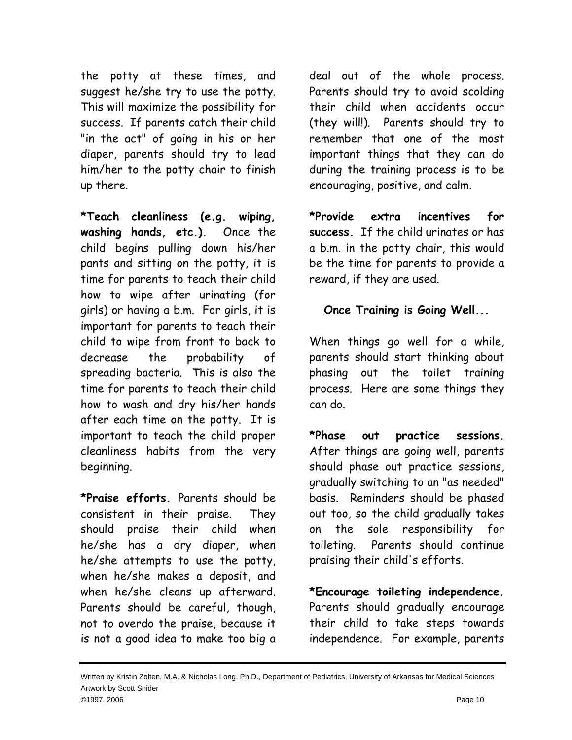the potty at these times, and suggest he/she try to use the potty. This will maximize the possibility for success. If parents catch their child "in the act" of going in his or her diaper, parents should try to lead him/her to the potty chair to finish up there.

**\*Teach cleanliness (e.g. wiping, washing hands, etc.).** Once the child begins pulling down his/her pants and sitting on the potty, it is time for parents to teach their child how to wipe after urinating (for girls) or having a b.m. For girls, it is important for parents to teach their child to wipe from front to back to decrease the probability of spreading bacteria. This is also the time for parents to teach their child how to wash and dry his/her hands after each time on the potty. It is important to teach the child proper cleanliness habits from the very beginning.

**\*Praise efforts.** Parents should be consistent in their praise. They should praise their child when he/she has a dry diaper, when he/she attempts to use the potty, when he/she makes a deposit, and when he/she cleans up afterward. Parents should be careful, though, not to overdo the praise, because it is not a good idea to make too big a deal out of the whole process. Parents should try to avoid scolding their child when accidents occur (they will!). Parents should try to remember that one of the most important things that they can do during the training process is to be encouraging, positive, and calm.

**\*Provide extra incentives for success.** If the child urinates or has a b.m. in the potty chair, this would be the time for parents to provide a reward, if they are used.

### Once Training is Going Well...

When things go well for a while, parents should start thinking about phasing out the toilet training process. Here are some things they can do.

**\*Phase out practice sessions.** After things are going well, parents should phase out practice sessions, gradually switching to an "as needed" basis. Reminders should be phased out too, so the child gradually takes on the sole responsibility for toileting. Parents should continue praising their child's efforts.

**\*Encourage toileting independence.** Parents should gradually encourage their child to take steps towards independence. For example, parents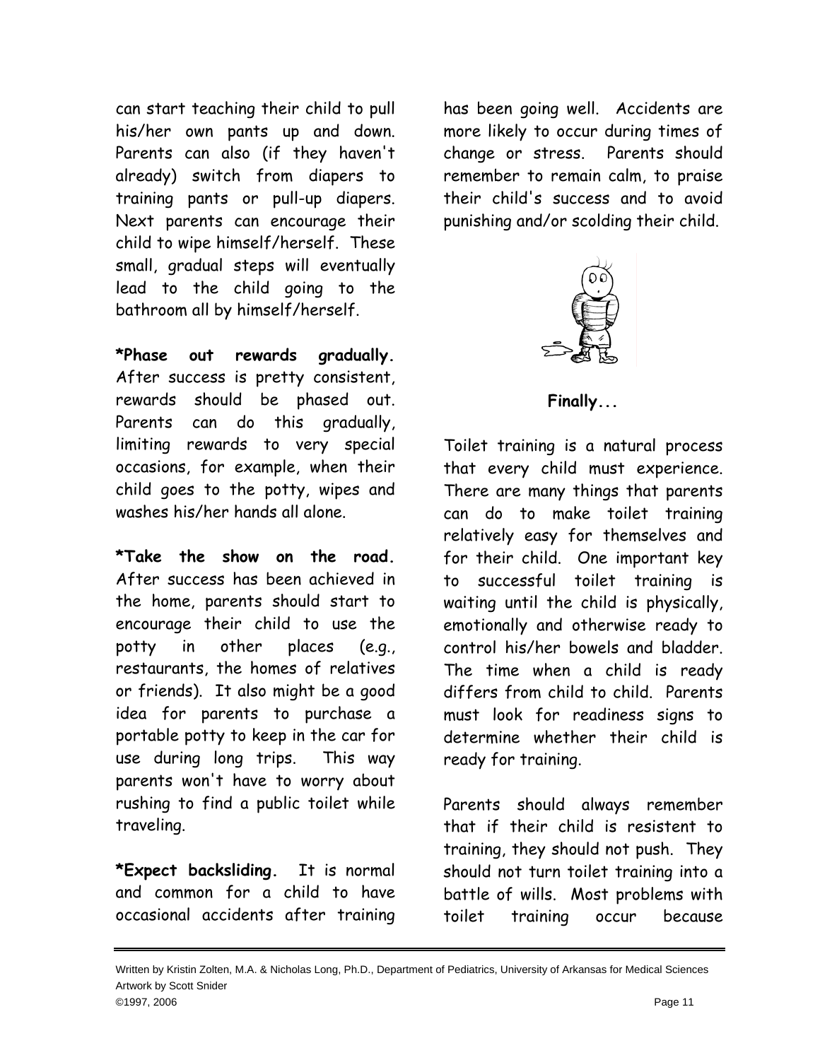can start teaching their child to pull his/her own pants up and down. Parents can also (if they haven't already) switch from diapers to training pants or pull-up diapers. Next parents can encourage their child to wipe himself/herself. These small, gradual steps will eventually lead to the child going to the bathroom all by himself/herself.

**\*Phase out rewards gradually.** After success is pretty consistent, rewards should be phased out. Parents can do this gradually, limiting rewards to very special occasions, for example, when their child goes to the potty, wipes and washes his/her hands all alone.

**\*Take the show on the road.** After success has been achieved in the home, parents should start to encourage their child to use the potty in other places (e.g., restaurants, the homes of relatives or friends). It also might be a good idea for parents to purchase a portable potty to keep in the car for use during long trips. This way parents won't have to worry about rushing to find a public toilet while traveling.

**\*Expect backsliding.** It is normal and common for a child to have occasional accidents after training has been going well. Accidents are more likely to occur during times of change or stress. Parents should remember to remain calm, to praise their child's success and to avoid punishing and/or scolding their child.

## Finally...

Toilet training is a natural process that every child must experience. There are many things that parents can do to make toilet training relatively easy for themselves and for their child. One important key to successful toilet training is waiting until the child is physically, emotionally and otherwise ready to control his/her bowels and bladder. The time when a child is ready differs from child to child. Parents must look for readiness signs to determine whether their child is ready for training.

Parents should always remember that if their child is resistent to training, they should not push. They should not turn toilet training into a battle of wills. Most problems with toilet training occur because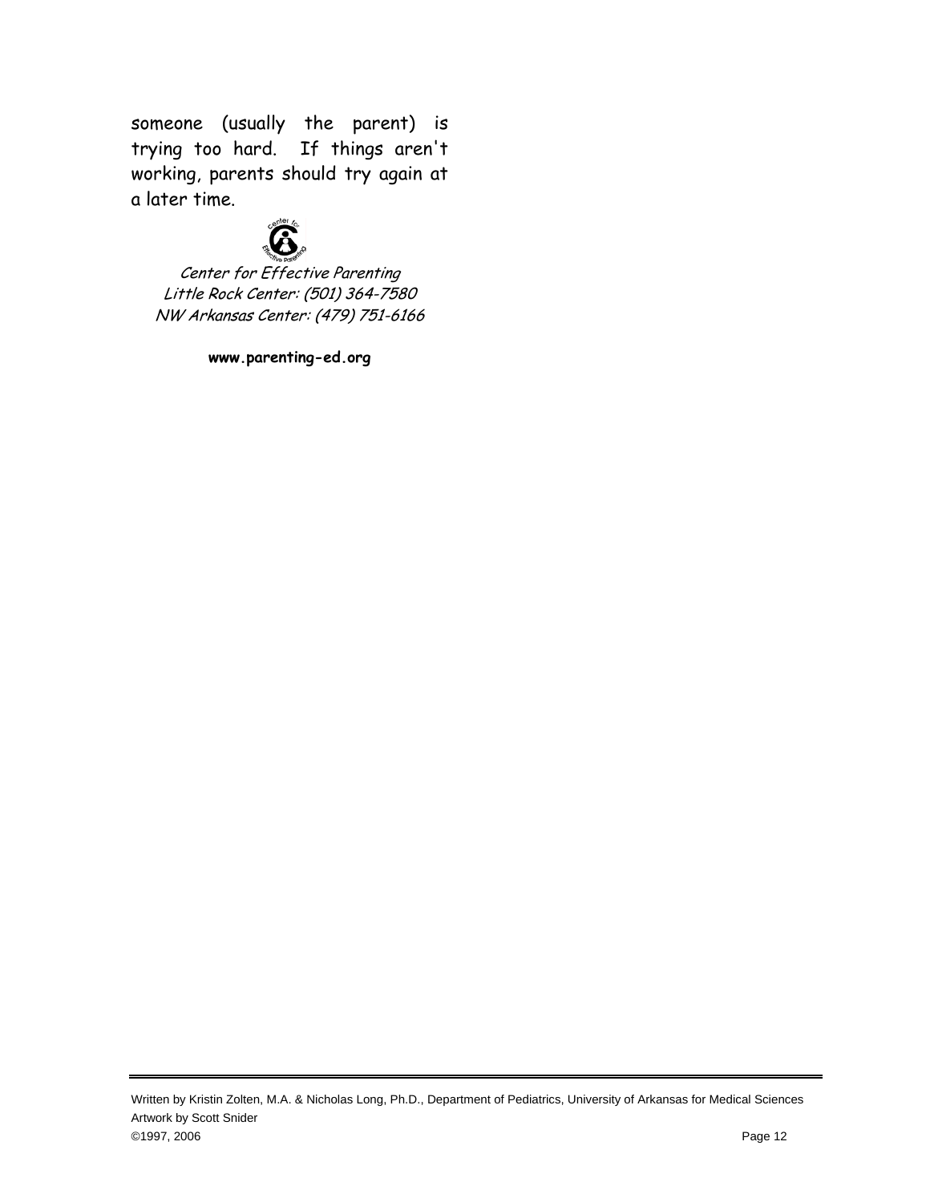someone (usually the parent) is trying too hard. If things aren't working, parents should try again at a later time.

*Center for Effective Parenting*
*Little Rock Center: (501) 364-7580*
*NW Arkansas Center: (479) 751-6166*

**www.parenting-ed.org**

Written by Kristin Zolten, M.A. & Nicholas Long, Ph.D., Department of Pediatrics, University of Arkansas for Medical Sciences
Artwork by Scott Snider
©1997, 2006